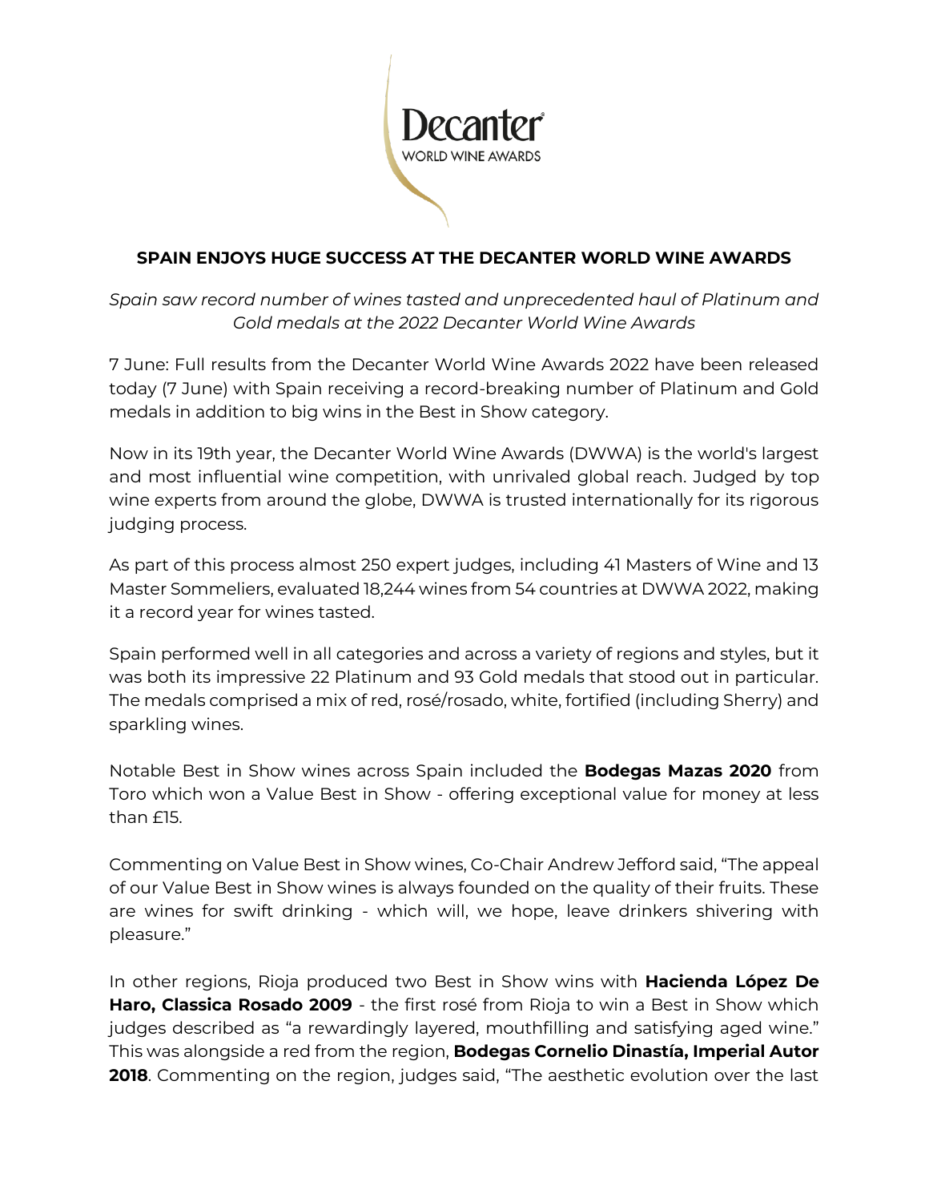# SPAIN ENJOYS HUGE SUCCESS AT THE DECANTER WORLD WINE AWARDS

*Spain saw record number of wines tasted and unprecedented haul of Platinum and Gold medals at the 2022 Decanter World Wine Awards*

7 June: Full results from the Decanter World Wine Awards 2022 have been released today (7 June) with Spain receiving a record-breaking number of Platinum and Gold medals in addition to big wins in the Best in Show category.

Now in its 19th year, the Decanter World Wine Awards (DWWA) is the world's largest and most influential wine competition, with unrivaled global reach. Judged by top wine experts from around the globe, DWWA is trusted internationally for its rigorous judging process.

As part of this process almost 250 expert judges, including 41 Masters of Wine and 13 Master Sommeliers, evaluated 18,244 wines from 54 countries at DWWA 2022, making it a record year for wines tasted.

Spain performed well in all categories and across a variety of regions and styles, but it was both its impressive 22 Platinum and 93 Gold medals that stood out in particular. The medals comprised a mix of red, rosé/rosado, white, fortified (including Sherry) and sparkling wines.

Notable Best in Show wines across Spain included the **Bodegas Mazas 2020** from Toro which won a Value Best in Show - offering exceptional value for money at less than £15.

Commenting on Value Best in Show wines, Co-Chair Andrew Jefford said, "The appeal of our Value Best in Show wines is always founded on the quality of their fruits. These are wines for swift drinking - which will, we hope, leave drinkers shivering with pleasure."

In other regions, Rioja produced two Best in Show wins with **Hacienda López De Haro, Classica Rosado 2009** - the first rosé from Rioja to win a Best in Show which judges described as "a rewardingly layered, mouthfilling and satisfying aged wine." This was alongside a red from the region, **Bodegas Cornelio Dinastía, Imperial Autor 2018**. Commenting on the region, judges said, "The aesthetic evolution over the last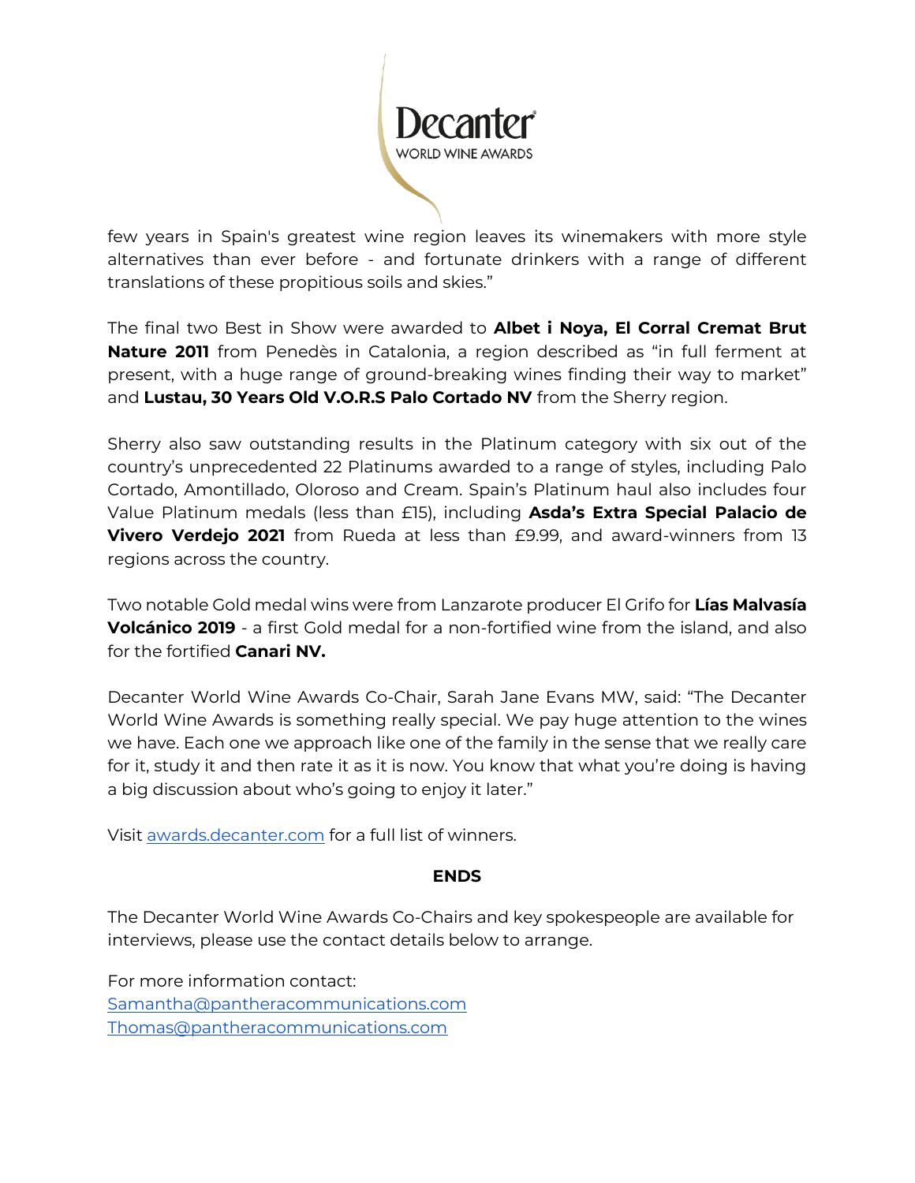few years in Spain's greatest wine region leaves its winemakers with more style alternatives than ever before - and fortunate drinkers with a range of different translations of these propitious soils and skies."

The final two Best in Show were awarded to **Albet i Noya, El Corral Cremat Brut Nature 2011** from Penedès in Catalonia, a region described as "in full ferment at present, with a huge range of ground-breaking wines finding their way to market" and **Lustau, 30 Years Old V.O.R.S Palo Cortado NV** from the Sherry region.

Sherry also saw outstanding results in the Platinum category with six out of the country's unprecedented 22 Platinums awarded to a range of styles, including Palo Cortado, Amontillado, Oloroso and Cream. Spain's Platinum haul also includes four Value Platinum medals (less than £15), including **Asda's Extra Special Palacio de Vivero Verdejo 2021** from Rueda at less than £9.99, and award-winners from 13 regions across the country.

Two notable Gold medal wins were from Lanzarote producer El Grifo for **Lías Malvasía Volcánico 2019** - a first Gold medal for a non-fortified wine from the island, and also for the fortified **Canari NV.**

Decanter World Wine Awards Co-Chair, Sarah Jane Evans MW, said: "The Decanter World Wine Awards is something really special. We pay huge attention to the wines we have. Each one we approach like one of the family in the sense that we really care for it, study it and then rate it as it is now. You know that what you're doing is having a big discussion about who's going to enjoy it later."

Visit [awards.decanter.com](awards.decanter.com) for a full list of winners.

**ENDS**

The Decanter World Wine Awards Co-Chairs and key spokespeople are available for interviews, please use the contact details below to arrange.

For more information contact:
[Samantha@pantheracommunications.com](mailto:Samantha@pantheracommunications.com)
[Thomas@pantheracommunications.com](mailto:Thomas@pantheracommunications.com)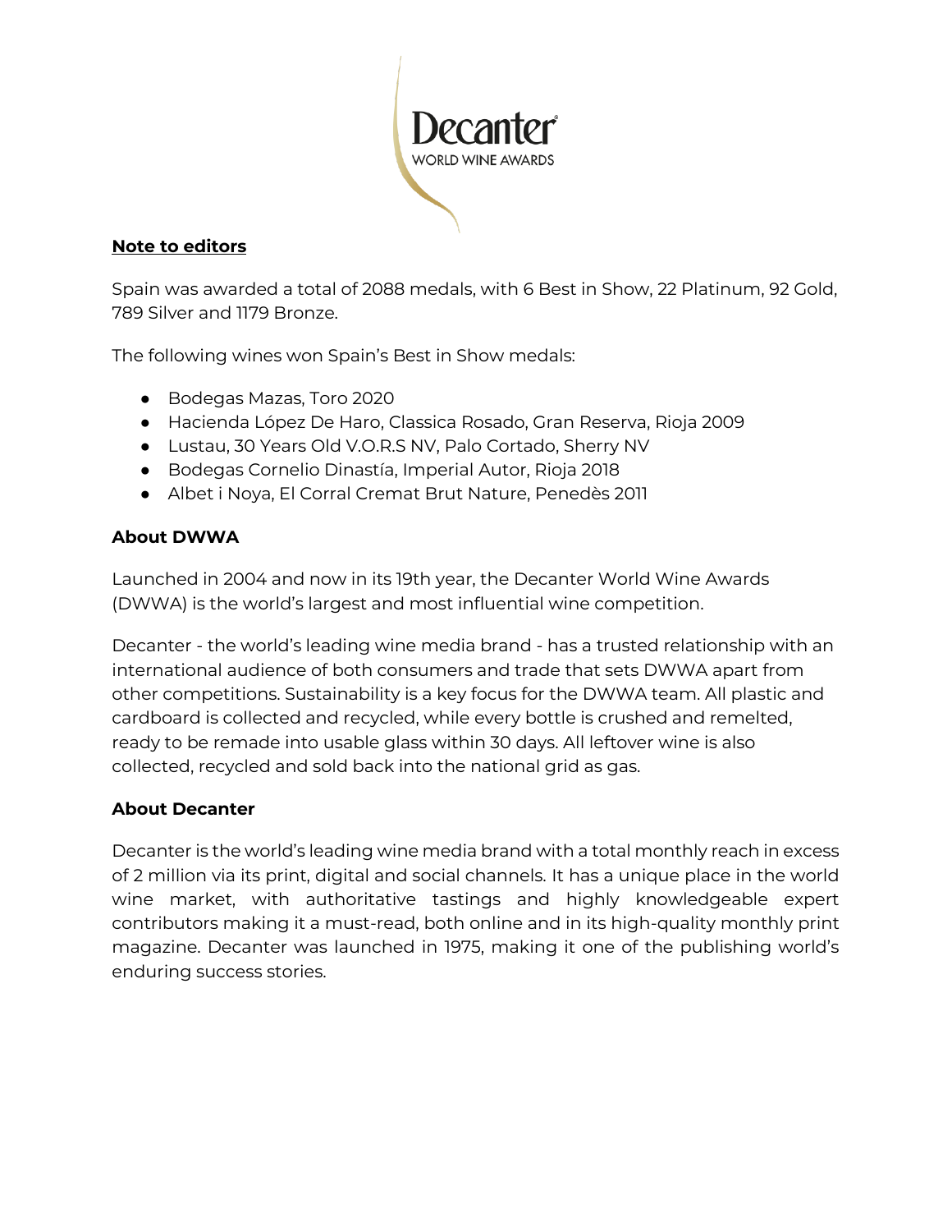## Note to editors

Spain was awarded a total of 2088 medals, with 6 Best in Show, 22 Platinum, 92 Gold, 789 Silver and 1179 Bronze.

The following wines won Spain's Best in Show medals:

- Bodegas Mazas, Toro 2020
- Hacienda López De Haro, Classica Rosado, Gran Reserva, Rioja 2009
- Lustau, 30 Years Old V.O.R.S NV, Palo Cortado, Sherry NV
- Bodegas Cornelio Dinastía, Imperial Autor, Rioja 2018
- Albet i Noya, El Corral Cremat Brut Nature, Penedès 2011

## About DWWA

Launched in 2004 and now in its 19th year, the Decanter World Wine Awards (DWWA) is the world's largest and most influential wine competition.

Decanter - the world's leading wine media brand - has a trusted relationship with an international audience of both consumers and trade that sets DWWA apart from other competitions. Sustainability is a key focus for the DWWA team. All plastic and cardboard is collected and recycled, while every bottle is crushed and remelted, ready to be remade into usable glass within 30 days. All leftover wine is also collected, recycled and sold back into the national grid as gas.

## About Decanter

Decanter is the world's leading wine media brand with a total monthly reach in excess of 2 million via its print, digital and social channels. It has a unique place in the world wine market, with authoritative tastings and highly knowledgeable expert contributors making it a must-read, both online and in its high-quality monthly print magazine. Decanter was launched in 1975, making it one of the publishing world's enduring success stories.